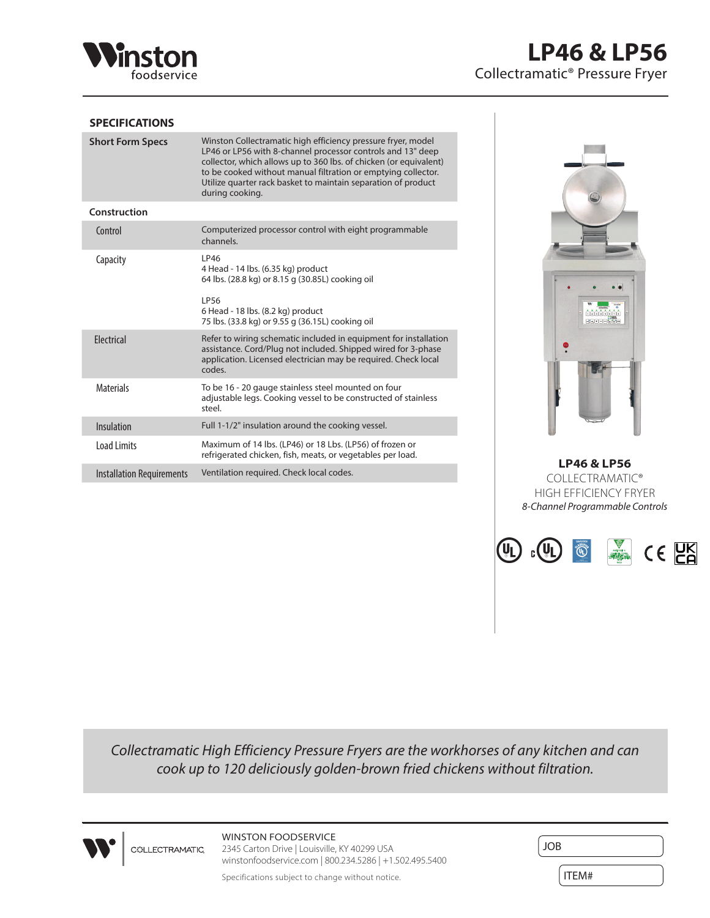# LP46 & LP56

Collectramatic® Pressure Fryer

## SPECIFICATIONS

| | |
|---|---|
| **Short Form Specs** | Winston Collectramatic high efficiency pressure fryer, model LP46 or LP56 with 8-channel processor controls and 13" deep collector, which allows up to 360 lbs. of chicken (or equivalent) to be cooked without manual filtration or emptying collector. Utilize quarter rack basket to maintain separation of product during cooking. |
| **Construction** | |
| Control | Computerized processor control with eight programmable channels. |
| Capacity | LP46<br>4 Head - 14 lbs. (6.35 kg) product<br>64 lbs. (28.8 kg) or 8.15 g (30.85L) cooking oil<br><br>LP56<br>6 Head - 18 lbs. (8.2 kg) product<br>75 lbs. (33.8 kg) or 9.55 g (36.15L) cooking oil |
| Electrical | Refer to wiring schematic included in equipment for installation assistance. Cord/Plug not included. Shipped wired for 3-phase application. Licensed electrician may be required. Check local codes. |
| Materials | To be 16 - 20 gauge stainless steel mounted on four adjustable legs. Cooking vessel to be constructed of stainless steel. |
| Insulation | Full 1-1/2" insulation around the cooking vessel. |
| Load Limits | Maximum of 14 lbs. (LP46) or 18 Lbs. (LP56) of frozen or refrigerated chicken, fish, meats, or vegetables per load. |
| Installation Requirements | Ventilation required. Check local codes. |

**LP46 & LP56**
COLLECTRAMATIC®
HIGH EFFICIENCY FRYER
*8-Channel Programmable Controls*

*Collectramatic High Efficiency Pressure Fryers are the workhorses of any kitchen and can cook up to 120 deliciously golden-brown fried chickens without filtration.*

WINSTON FOODSERVICE
2345 Carton Drive | Louisville, KY 40299 USA
winstonfoodservice.com | 800.234.5286 | +1.502.495.5400

Specifications subject to change without notice.

JOB

ITEM#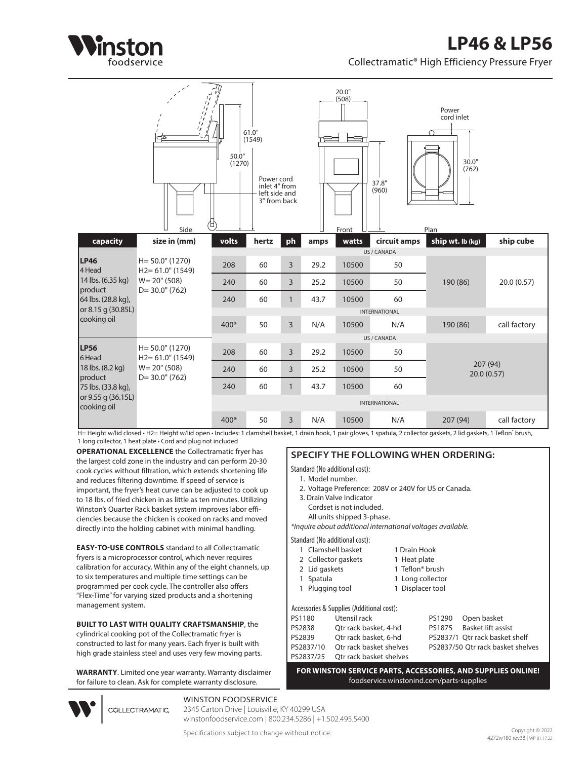# LP46 & LP56

Collectramatic® High Efficiency Pressure Fryer

Side
50.0" (1270)
61.0" (1549)
Power cord inlet 4" from left side and 3" from back

Front
20.0" (508)
37.8" (960)

Plan
Power cord inlet
30.0" (762)

| capacity | size in (mm) | volts | hertz | ph | amps | watts | circuit amps | ship wt. lb (kg) | ship cube |
|---|---|---|---|---|---|---|---|---|---|
| **LP46** 4 Head 14 lbs. (6.35 kg) product 64 lbs. (28.8 kg), or 8.15 g (30.85L) cooking oil | H= 50.0" (1270) H2= 61.0" (1549) W= 20" (508) D= 30.0" (762) | US / CANADA | | | | | | | |
| | | 208 | 60 | 3 | 29.2 | 10500 | 50 | 190 (86) | 20.0 (0.57) |
| | | 240 | 60 | 3 | 25.2 | 10500 | 50 | | |
| | | 240 | 60 | 1 | 43.7 | 10500 | 60 | | |
| | | INTERNATIONAL | | | | | | | |
| | | 400* | 50 | 3 | N/A | 10500 | N/A | 190 (86) | call factory |
| **LP56** 6 Head 18 lbs. (8.2 kg) product 75 lbs. (33.8 kg), or 9.55 g (36.15L) cooking oil | H= 50.0" (1270) H2= 61.0" (1549) W= 20" (508) D= 30.0" (762) | US / CANADA | | | | | | | |
| | | 208 | 60 | 3 | 29.2 | 10500 | 50 | 207 (94) | 20.0 (0.57) |
| | | 240 | 60 | 3 | 25.2 | 10500 | 50 | | |
| | | 240 | 60 | 1 | 43.7 | 10500 | 60 | | |
| | | INTERNATIONAL | | | | | | | |
| | | 400* | 50 | 3 | N/A | 10500 | N/A | 207 (94) | call factory |

H= Height w/lid closed • H2= Height w/lid open • Includes: 1 clamshell basket, 1 drain hook, 1 pair gloves, 1 spatula, 2 collector gaskets, 2 lid gaskets, 1 Teflon® brush, 1 long collector, 1 heat plate • Cord and plug not included

**OPERATIONAL EXCELLENCE** the Collectramatic fryer has the largest cold zone in the industry and can perform 20-30 cook cycles without filtration, which extends shortening life and reduces filtering downtime. If speed of service is important, the fryer's heat curve can be adjusted to cook up to 18 lbs. of fried chicken in as little as ten minutes. Utilizing Winston's Quarter Rack basket system improves labor efficiencies because the chicken is cooked on racks and moved directly into the holding cabinet with minimal handling.

**EASY-TO-USE CONTROLS** standard to all Collectramatic fryers is a microprocessor control, which never requires calibration for accuracy. Within any of the eight channels, up to six temperatures and multiple time settings can be programmed per cook cycle. The controller also offers "Flex-Time" for varying sized products and a shortening management system.

**BUILT TO LAST WITH QUALITY CRAFTSMANSHIP**, the cylindrical cooking pot of the Collectramatic fryer is constructed to last for many years. Each fryer is built with high grade stainless steel and uses very few moving parts.

**WARRANTY**. Limited one year warranty. Warranty disclaimer for failure to clean. Ask for complete warranty disclosure.

## SPECIFY THE FOLLOWING WHEN ORDERING:

Standard (No additional cost):

1. Model number.
2. Voltage Preference: 208V or 240V for US or Canada.
3. Drain Valve Indicator
   Cordset is not included.
   All units shipped 3-phase.

*\*Inquire about additional international voltages available.*

Standard (No additional cost):

- 1 Clamshell basket
- 2 Collector gaskets
- 2 Lid gaskets
- 1 Spatula
- 1 Plugging tool
- 1 Drain Hook
- 1 Heat plate
- 1 Teflon® brush
- 1 Long collector
- 1 Displacer tool

Accessories & Supplies (Additional cost):

| | | | |
|---|---|---|---|
| PS1180 | Utensil rack | PS1290 | Open basket |
| PS2838 | Qtr rack basket, 4-hd | PS1875 | Basket lift assist |
| PS2839 | Qtr rack basket, 6-hd | PS2837/1 | Qtr rack basket shelf |
| PS2837/10 | Qtr rack basket shelves | PS2837/50 | Qtr rack basket shelves |
| PS2837/25 | Qtr rack basket shelves | | |

**FOR WINSTON SERVICE PARTS, ACCESSORIES, AND SUPPLIES ONLINE!**
foodservice.winstonind.com/parts-supplies

WINSTON FOODSERVICE
2345 Carton Drive | Louisville, KY 40299 USA
winstonfoodservice.com | 800.234.5286 | +1.502.495.5400

Specifications subject to change without notice.

Copyright © 2022
4272w180 rev38 | WP 01.17.22